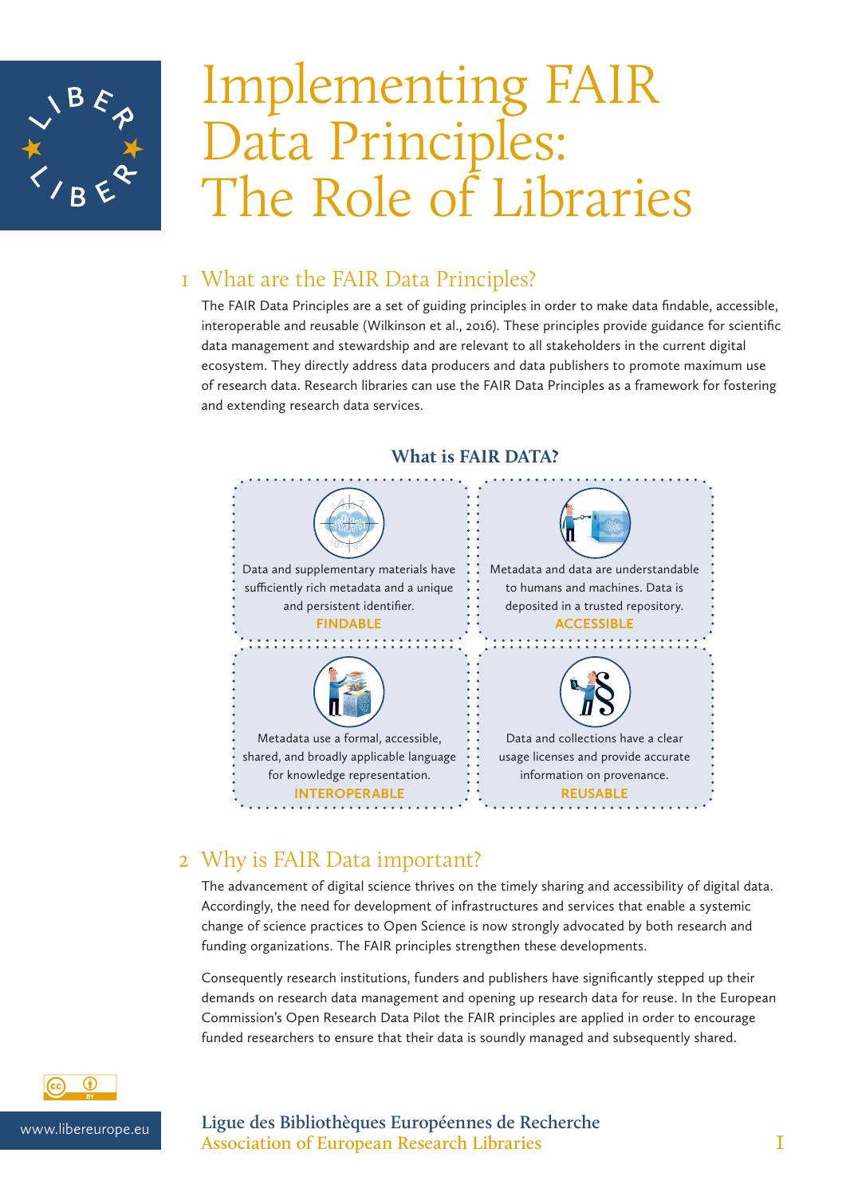# Implementing FAIR Data Principles: The Role of Libraries

## 1 What are the FAIR Data Principles?

The FAIR Data Principles are a set of guiding principles in order to make data findable, accessible, interoperable and reusable (Wilkinson et al., 2016). These principles provide guidance for scientific data management and stewardship and are relevant to all stakeholders in the current digital ecosystem. They directly address data producers and data publishers to promote maximum use of research data. Research libraries can use the FAIR Data Principles as a framework for fostering and extending research data services.

### What is FAIR DATA?

Data and supplementary materials have sufficiently rich metadata and a unique and persistent identifier.
**FINDABLE**

Metadata and data are understandable to humans and machines. Data is deposited in a trusted repository.
**ACCESSIBLE**

Metadata use a formal, accessible, shared, and broadly applicable language for knowledge representation.
**INTEROPERABLE**

Data and collections have a clear usage licenses and provide accurate information on provenance.
**REUSABLE**

## 2 Why is FAIR Data important?

The advancement of digital science thrives on the timely sharing and accessibility of digital data. Accordingly, the need for development of infrastructures and services that enable a systemic change of science practices to Open Science is now strongly advocated by both research and funding organizations. The FAIR principles strengthen these developments.

Consequently research institutions, funders and publishers have significantly stepped up their demands on research data management and opening up research data for reuse. In the European Commission's Open Research Data Pilot the FAIR principles are applied in order to encourage funded researchers to ensure that their data is soundly managed and subsequently shared.

www.libereurope.eu

Ligue des Bibliothèques Européennes de Recherche
Association of European Research Libraries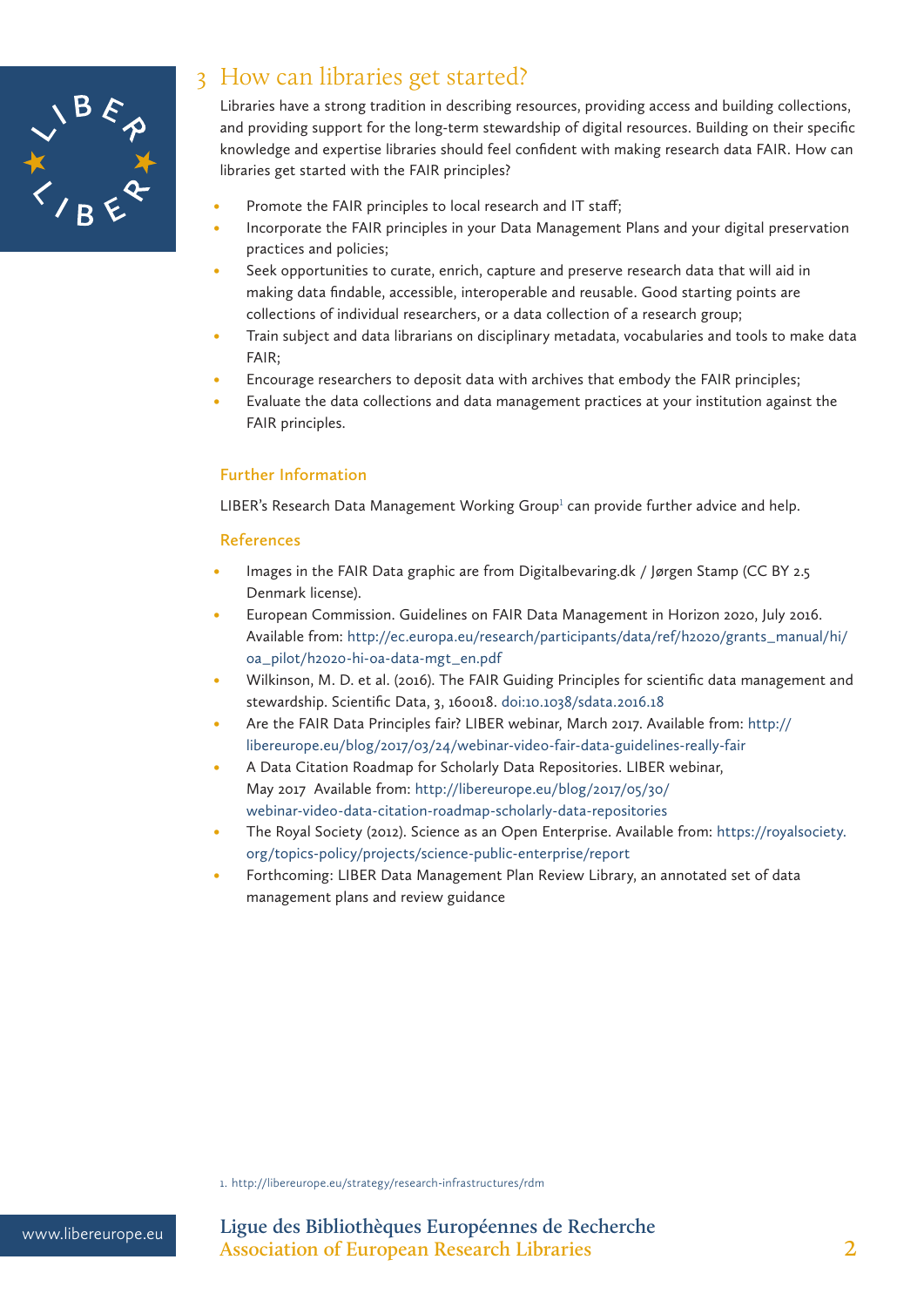## 3 How can libraries get started?

Libraries have a strong tradition in describing resources, providing access and building collections, and providing support for the long-term stewardship of digital resources. Building on their specific knowledge and expertise libraries should feel confident with making research data FAIR. How can libraries get started with the FAIR principles?

- Promote the FAIR principles to local research and IT staff;
- Incorporate the FAIR principles in your Data Management Plans and your digital preservation practices and policies;
- Seek opportunities to curate, enrich, capture and preserve research data that will aid in making data findable, accessible, interoperable and reusable. Good starting points are collections of individual researchers, or a data collection of a research group;
- Train subject and data librarians on disciplinary metadata, vocabularies and tools to make data FAIR;
- Encourage researchers to deposit data with archives that embody the FAIR principles;
- Evaluate the data collections and data management practices at your institution against the FAIR principles.

### Further Information

LIBER's Research Data Management Working Group[1] can provide further advice and help.

### References

- Images in the FAIR Data graphic are from Digitalbevaring.dk / Jørgen Stamp (CC BY 2.5 Denmark license).
- European Commission. Guidelines on FAIR Data Management in Horizon 2020, July 2016. Available from: http://ec.europa.eu/research/participants/data/ref/h2020/grants_manual/hi/oa_pilot/h2020-hi-oa-data-mgt_en.pdf
- Wilkinson, M. D. et al. (2016). The FAIR Guiding Principles for scientific data management and stewardship. Scientific Data, 3, 160018. doi:10.1038/sdata.2016.18
- Are the FAIR Data Principles fair? LIBER webinar, March 2017. Available from: http://libereurope.eu/blog/2017/03/24/webinar-video-fair-data-guidelines-really-fair
- A Data Citation Roadmap for Scholarly Data Repositories. LIBER webinar, May 2017 Available from: http://libereurope.eu/blog/2017/05/30/webinar-video-data-citation-roadmap-scholarly-data-repositories
- The Royal Society (2012). Science as an Open Enterprise. Available from: https://royalsociety.org/topics-policy/projects/science-public-enterprise/report
- Forthcoming: LIBER Data Management Plan Review Library, an annotated set of data management plans and review guidance

1. http://libereurope.eu/strategy/research-infrastructures/rdm